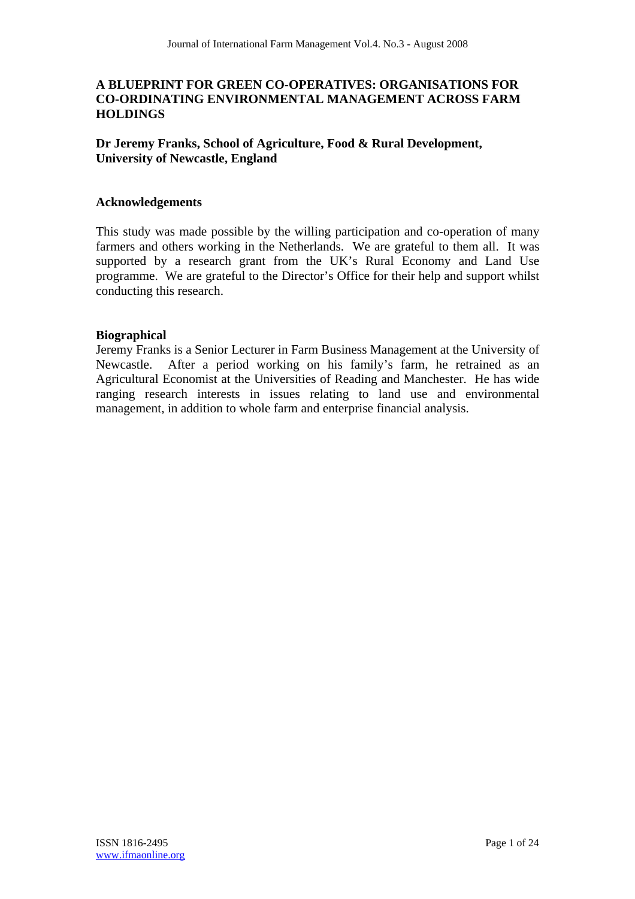# A BLUEPRINT FOR GREEN CO-OPERATIVES: ORGANISATIONS FOR CO-ORDINATING ENVIRONMENTAL MANAGEMENT ACROSS FARM HOLDINGS

**Dr Jeremy Franks, School of Agriculture, Food & Rural Development, University of Newcastle, England**

## Acknowledgements

This study was made possible by the willing participation and co-operation of many farmers and others working in the Netherlands. We are grateful to them all. It was supported by a research grant from the UK's Rural Economy and Land Use programme. We are grateful to the Director's Office for their help and support whilst conducting this research.

## Biographical

Jeremy Franks is a Senior Lecturer in Farm Business Management at the University of Newcastle. After a period working on his family's farm, he retrained as an Agricultural Economist at the Universities of Reading and Manchester. He has wide ranging research interests in issues relating to land use and environmental management, in addition to whole farm and enterprise financial analysis.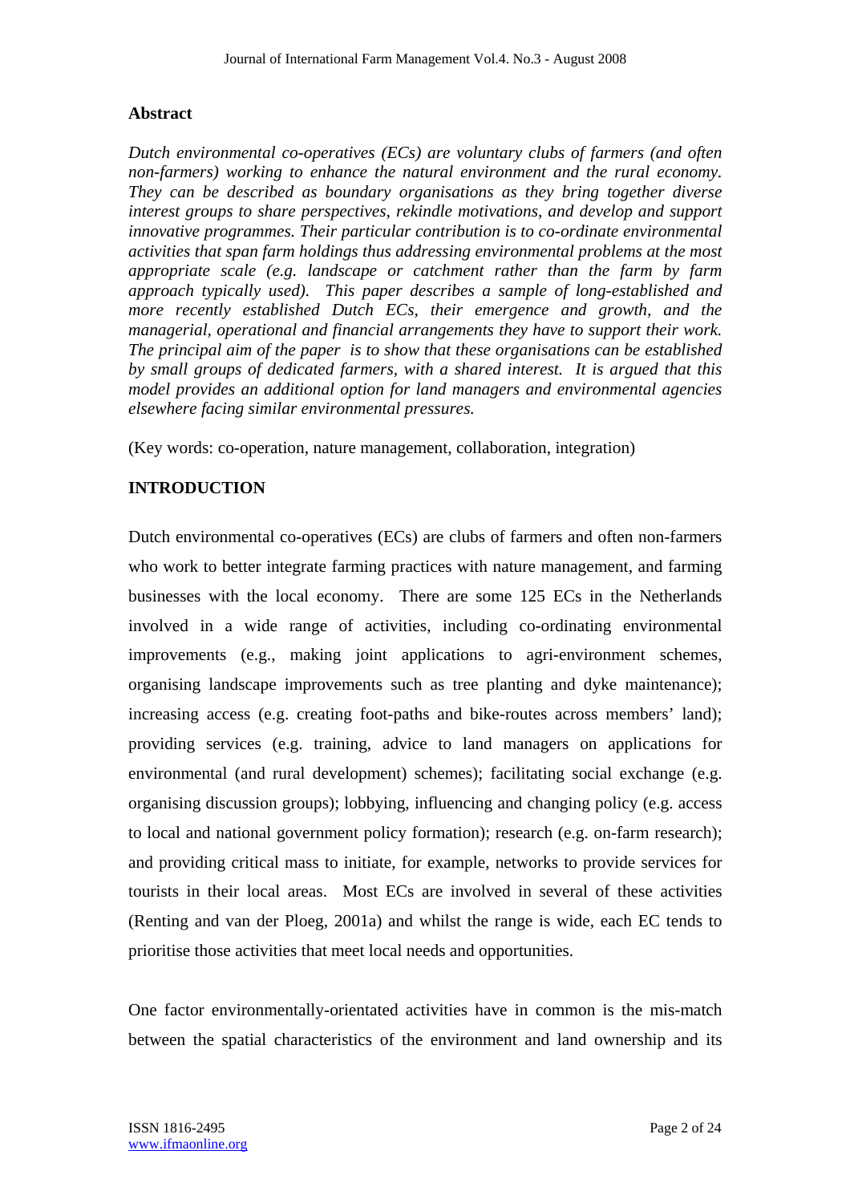## Abstract

*Dutch environmental co-operatives (ECs) are voluntary clubs of farmers (and often non-farmers) working to enhance the natural environment and the rural economy. They can be described as boundary organisations as they bring together diverse interest groups to share perspectives, rekindle motivations, and develop and support innovative programmes. Their particular contribution is to co-ordinate environmental activities that span farm holdings thus addressing environmental problems at the most appropriate scale (e.g. landscape or catchment rather than the farm by farm approach typically used). This paper describes a sample of long-established and more recently established Dutch ECs, their emergence and growth, and the managerial, operational and financial arrangements they have to support their work. The principal aim of the paper is to show that these organisations can be established by small groups of dedicated farmers, with a shared interest. It is argued that this model provides an additional option for land managers and environmental agencies elsewhere facing similar environmental pressures.*

(Key words: co-operation, nature management, collaboration, integration)

## INTRODUCTION

Dutch environmental co-operatives (ECs) are clubs of farmers and often non-farmers who work to better integrate farming practices with nature management, and farming businesses with the local economy. There are some 125 ECs in the Netherlands involved in a wide range of activities, including co-ordinating environmental improvements (e.g., making joint applications to agri-environment schemes, organising landscape improvements such as tree planting and dyke maintenance); increasing access (e.g. creating foot-paths and bike-routes across members' land); providing services (e.g. training, advice to land managers on applications for environmental (and rural development) schemes); facilitating social exchange (e.g. organising discussion groups); lobbying, influencing and changing policy (e.g. access to local and national government policy formation); research (e.g. on-farm research); and providing critical mass to initiate, for example, networks to provide services for tourists in their local areas. Most ECs are involved in several of these activities (Renting and van der Ploeg, 2001a) and whilst the range is wide, each EC tends to prioritise those activities that meet local needs and opportunities.

One factor environmentally-orientated activities have in common is the mis-match between the spatial characteristics of the environment and land ownership and its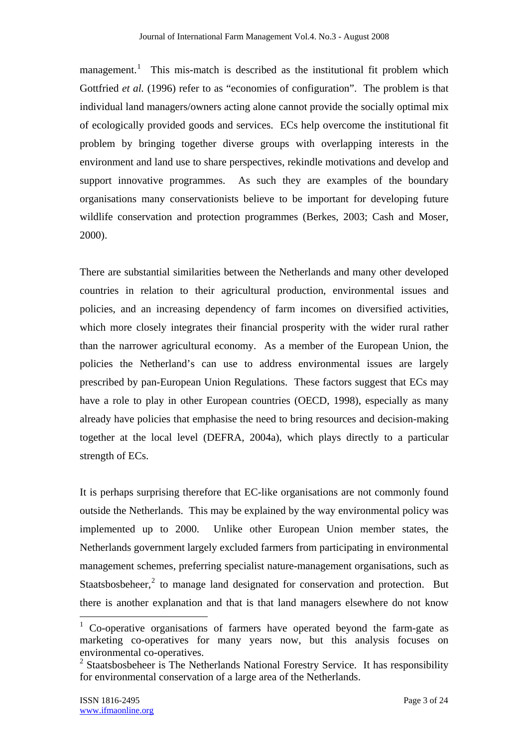management.[1] This mis-match is described as the institutional fit problem which Gottfried *et al.* (1996) refer to as "economies of configuration". The problem is that individual land managers/owners acting alone cannot provide the socially optimal mix of ecologically provided goods and services. ECs help overcome the institutional fit problem by bringing together diverse groups with overlapping interests in the environment and land use to share perspectives, rekindle motivations and develop and support innovative programmes. As such they are examples of the boundary organisations many conservationists believe to be important for developing future wildlife conservation and protection programmes (Berkes, 2003; Cash and Moser, 2000).

There are substantial similarities between the Netherlands and many other developed countries in relation to their agricultural production, environmental issues and policies, and an increasing dependency of farm incomes on diversified activities, which more closely integrates their financial prosperity with the wider rural rather than the narrower agricultural economy. As a member of the European Union, the policies the Netherland's can use to address environmental issues are largely prescribed by pan-European Union Regulations. These factors suggest that ECs may have a role to play in other European countries (OECD, 1998), especially as many already have policies that emphasise the need to bring resources and decision-making together at the local level (DEFRA, 2004a), which plays directly to a particular strength of ECs.

It is perhaps surprising therefore that EC-like organisations are not commonly found outside the Netherlands. This may be explained by the way environmental policy was implemented up to 2000. Unlike other European Union member states, the Netherlands government largely excluded farmers from participating in environmental management schemes, preferring specialist nature-management organisations, such as Staatsbosbeheer,[2] to manage land designated for conservation and protection. But there is another explanation and that is that land managers elsewhere do not know

---

[1] Co-operative organisations of farmers have operated beyond the farm-gate as marketing co-operatives for many years now, but this analysis focuses on environmental co-operatives.

[2] Staatsbosbeheer is The Netherlands National Forestry Service. It has responsibility for environmental conservation of a large area of the Netherlands.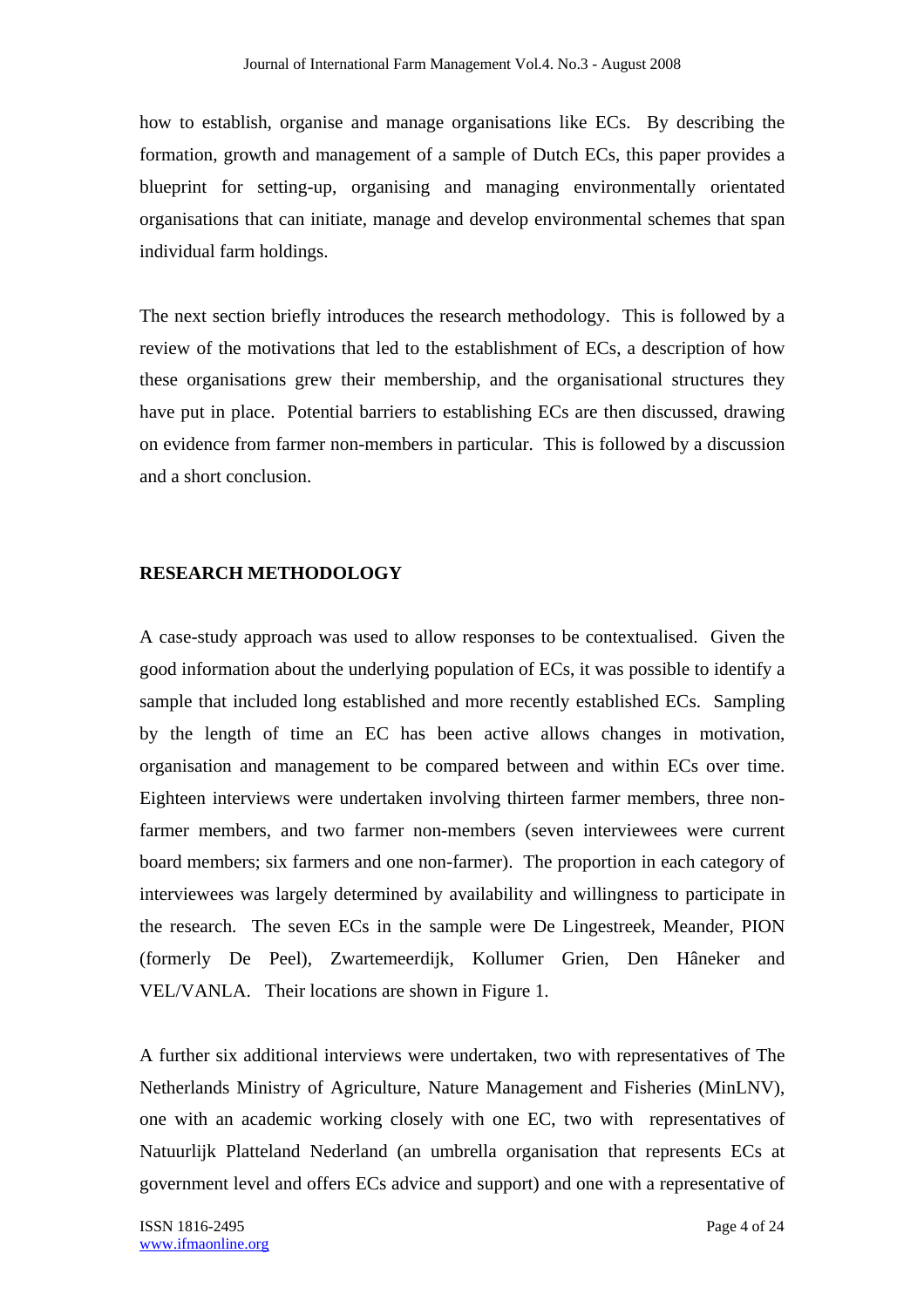how to establish, organise and manage organisations like ECs. By describing the formation, growth and management of a sample of Dutch ECs, this paper provides a blueprint for setting-up, organising and managing environmentally orientated organisations that can initiate, manage and develop environmental schemes that span individual farm holdings.

The next section briefly introduces the research methodology. This is followed by a review of the motivations that led to the establishment of ECs, a description of how these organisations grew their membership, and the organisational structures they have put in place. Potential barriers to establishing ECs are then discussed, drawing on evidence from farmer non-members in particular. This is followed by a discussion and a short conclusion.

## RESEARCH METHODOLOGY

A case-study approach was used to allow responses to be contextualised. Given the good information about the underlying population of ECs, it was possible to identify a sample that included long established and more recently established ECs. Sampling by the length of time an EC has been active allows changes in motivation, organisation and management to be compared between and within ECs over time. Eighteen interviews were undertaken involving thirteen farmer members, three non-farmer members, and two farmer non-members (seven interviewees were current board members; six farmers and one non-farmer). The proportion in each category of interviewees was largely determined by availability and willingness to participate in the research. The seven ECs in the sample were De Lingestreek, Meander, PION (formerly De Peel), Zwartemeerdijk, Kollumer Grien, Den Hâneker and VEL/VANLA. Their locations are shown in Figure 1.

A further six additional interviews were undertaken, two with representatives of The Netherlands Ministry of Agriculture, Nature Management and Fisheries (MinLNV), one with an academic working closely with one EC, two with representatives of Natuurlijk Platteland Nederland (an umbrella organisation that represents ECs at government level and offers ECs advice and support) and one with a representative of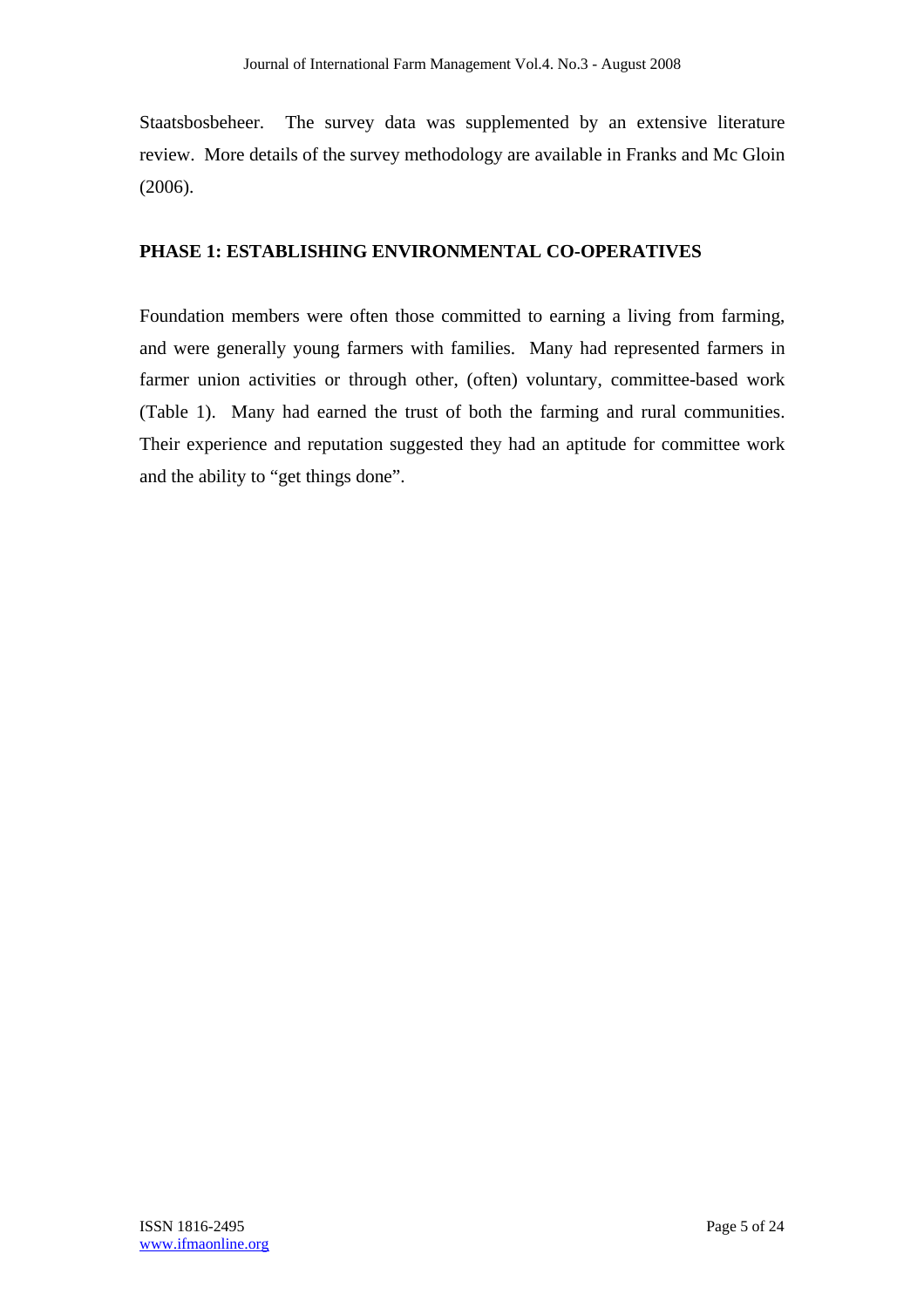Staatsbosbeheer. The survey data was supplemented by an extensive literature review. More details of the survey methodology are available in Franks and Mc Gloin (2006).

## PHASE 1: ESTABLISHING ENVIRONMENTAL CO-OPERATIVES

Foundation members were often those committed to earning a living from farming, and were generally young farmers with families. Many had represented farmers in farmer union activities or through other, (often) voluntary, committee-based work (Table 1). Many had earned the trust of both the farming and rural communities. Their experience and reputation suggested they had an aptitude for committee work and the ability to "get things done".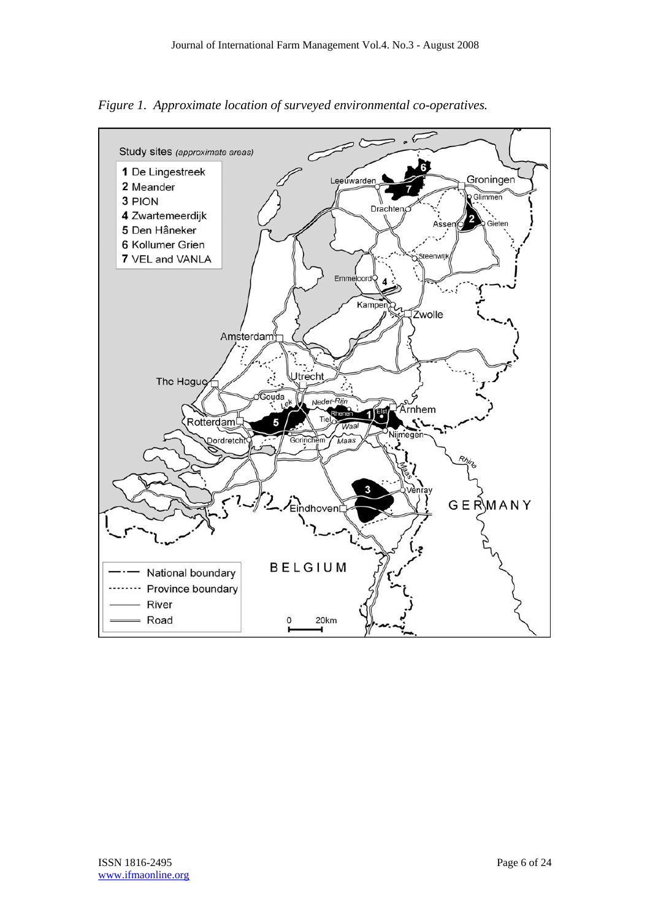*Figure 1. Approximate location of surveyed environmental co-operatives.*

Study sites *(approximate areas)*

1 De Lingestreek
2 Meander
3 PION
4 Zwartemeerdijk
5 Den Hâneker
6 Kollumer Grien
7 VEL and VANLA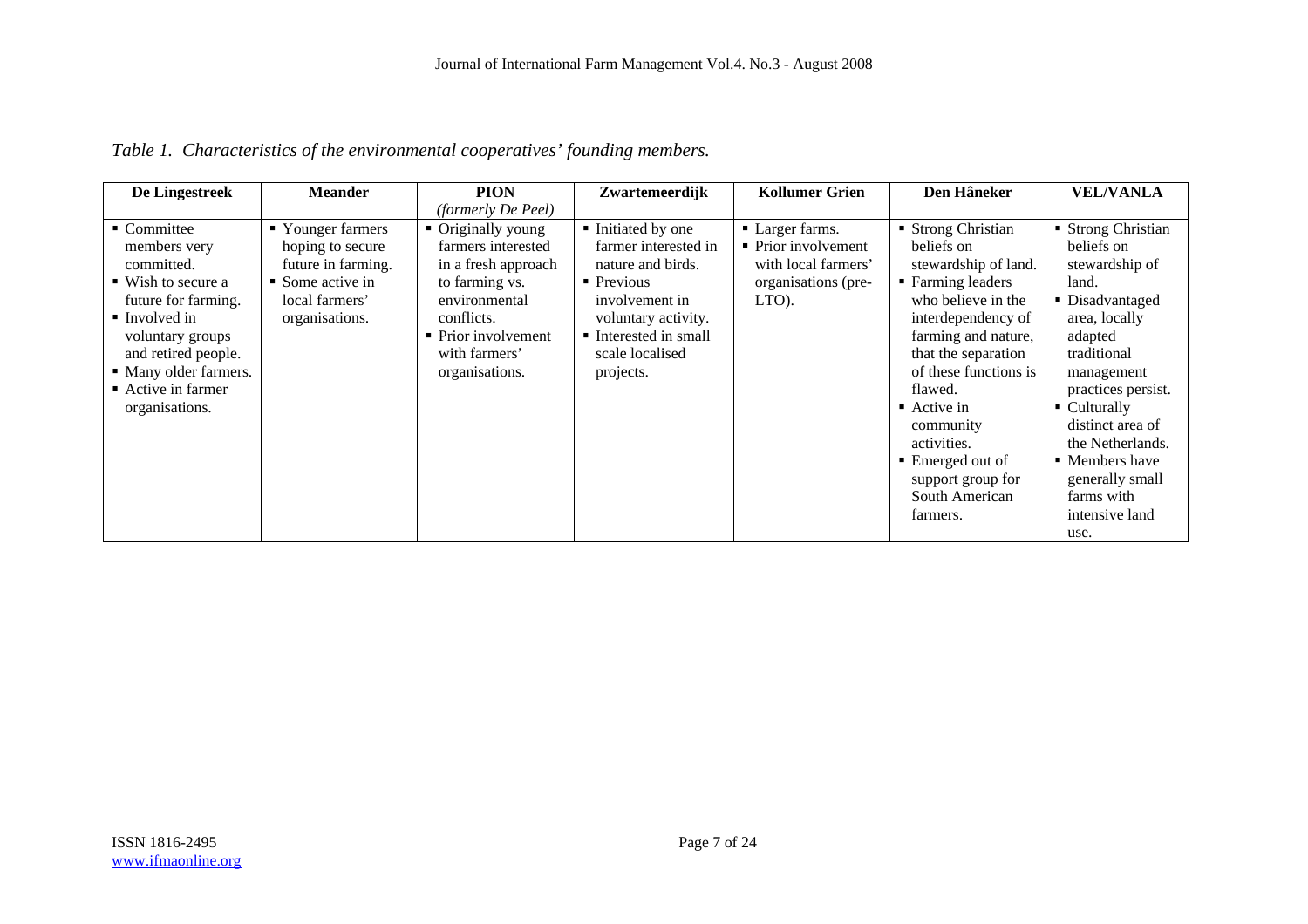*Table 1. Characteristics of the environmental cooperatives' founding members.*

| De Lingestreek | Meander | PION *(formerly De Peel)* | Zwartemeerdijk | Kollumer Grien | Den Hâneker | VEL/VANLA |
|---|---|---|---|---|---|---|
| ▪ Committee members very committed.<br>▪ Wish to secure a future for farming.<br>▪ Involved in voluntary groups and retired people.<br>▪ Many older farmers.<br>▪ Active in farmer organisations. | ▪ Younger farmers hoping to secure future in farming.<br>▪ Some active in local farmers' organisations. | ▪ Originally young farmers interested in a fresh approach to farming vs. environmental conflicts.<br>▪ Prior involvement with farmers' organisations. | ▪ Initiated by one farmer interested in nature and birds.<br>▪ Previous involvement in voluntary activity.<br>▪ Interested in small scale localised projects. | ▪ Larger farms.<br>▪ Prior involvement with local farmers' organisations (pre-LTO). | ▪ Strong Christian beliefs on stewardship of land.<br>▪ Farming leaders who believe in the interdependency of farming and nature, that the separation of these functions is flawed.<br>▪ Active in community activities.<br>▪ Emerged out of support group for South American farmers. | ▪ Strong Christian beliefs on stewardship of land.<br>▪ Disadvantaged area, locally adapted traditional management practices persist.<br>▪ Culturally distinct area of the Netherlands.<br>▪ Members have generally small farms with intensive land use. |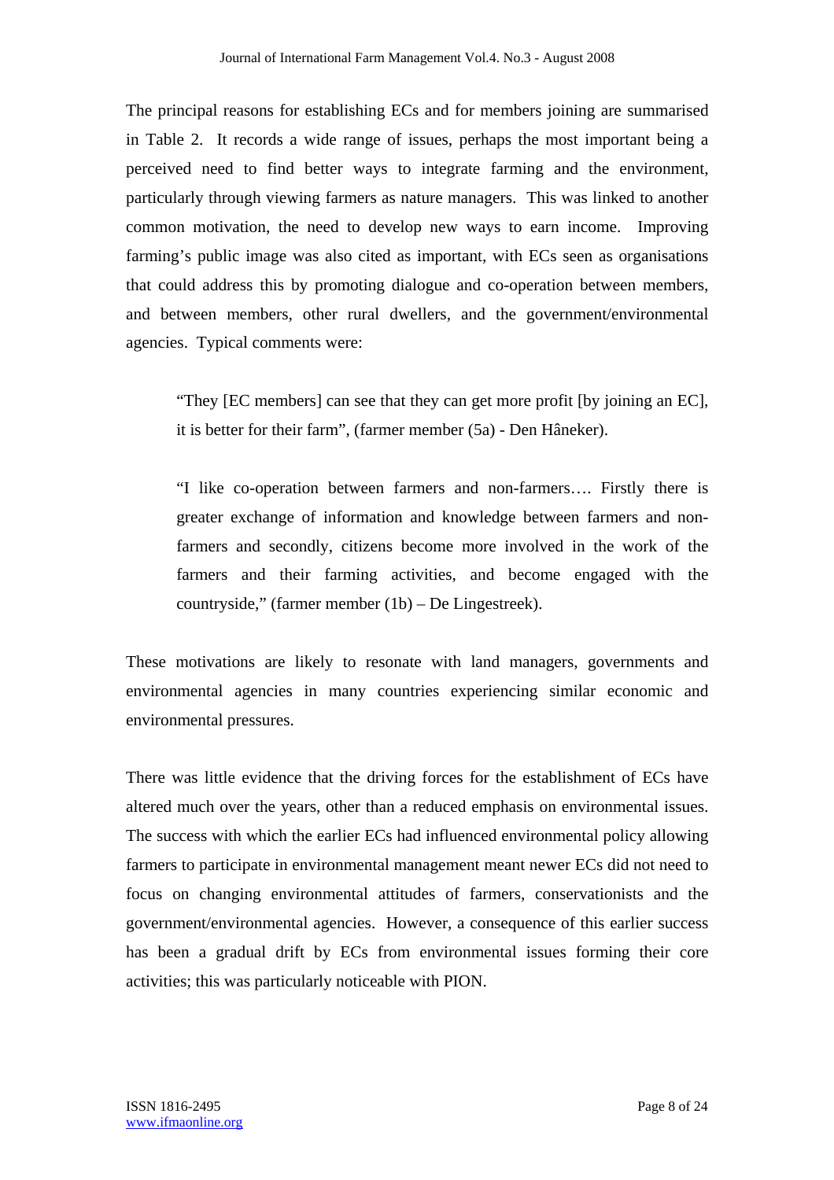The principal reasons for establishing ECs and for members joining are summarised in Table 2. It records a wide range of issues, perhaps the most important being a perceived need to find better ways to integrate farming and the environment, particularly through viewing farmers as nature managers. This was linked to another common motivation, the need to develop new ways to earn income. Improving farming's public image was also cited as important, with ECs seen as organisations that could address this by promoting dialogue and co-operation between members, and between members, other rural dwellers, and the government/environmental agencies. Typical comments were:

> "They [EC members] can see that they can get more profit [by joining an EC], it is better for their farm", (farmer member (5a) - Den Hâneker).

> "I like co-operation between farmers and non-farmers…. Firstly there is greater exchange of information and knowledge between farmers and non-farmers and secondly, citizens become more involved in the work of the farmers and their farming activities, and become engaged with the countryside," (farmer member (1b) – De Lingestreek).

These motivations are likely to resonate with land managers, governments and environmental agencies in many countries experiencing similar economic and environmental pressures.

There was little evidence that the driving forces for the establishment of ECs have altered much over the years, other than a reduced emphasis on environmental issues. The success with which the earlier ECs had influenced environmental policy allowing farmers to participate in environmental management meant newer ECs did not need to focus on changing environmental attitudes of farmers, conservationists and the government/environmental agencies. However, a consequence of this earlier success has been a gradual drift by ECs from environmental issues forming their core activities; this was particularly noticeable with PION.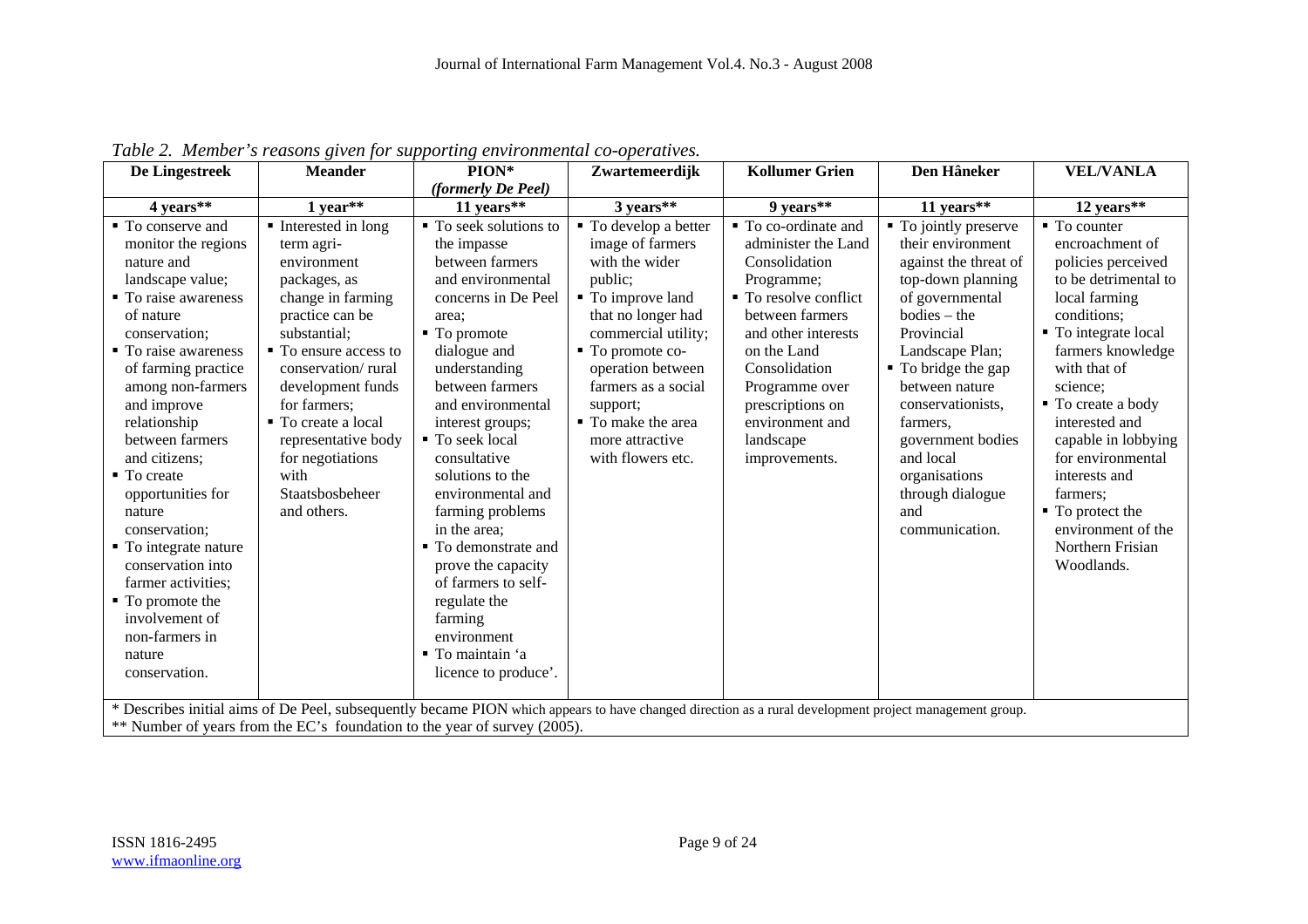*Table 2. Member's reasons given for supporting environmental co-operatives.*

| De Lingestreek | Meander | PION* *(formerly De Peel)* | Zwartemeerdijk | Kollumer Grien | Den Hâneker | VEL/VANLA |
|---|---|---|---|---|---|---|
| **4 years**** | **1 year**** | **11 years**** | **3 years**** | **9 years**** | **11 years**** | **12 years**** |
| ▪ To conserve and monitor the regions nature and landscape value; ▪ To raise awareness of nature conservation; ▪ To raise awareness of farming practice among non-farmers and improve relationship between farmers and citizens; ▪ To create opportunities for nature conservation; ▪ To integrate nature conservation into farmer activities; ▪ To promote the involvement of non-farmers in nature conservation. | ▪ Interested in long term agri-environment packages, as change in farming practice can be substantial; ▪ To ensure access to conservation/ rural development funds for farmers; ▪ To create a local representative body for negotiations with Staatsbosbeheer and others. | ▪ To seek solutions to the impasse between farmers and environmental concerns in De Peel area; ▪ To promote dialogue and understanding between farmers and environmental interest groups; ▪ To seek local consultative solutions to the environmental and farming problems in the area; ▪ To demonstrate and prove the capacity of farmers to self-regulate the farming environment ▪ To maintain 'a licence to produce'. | ▪ To develop a better image of farmers with the wider public; ▪ To improve land that no longer had commercial utility; ▪ To promote co-operation between farmers as a social support; ▪ To make the area more attractive with flowers etc. | ▪ To co-ordinate and administer the Land Consolidation Programme; ▪ To resolve conflict between farmers and other interests on the Land Consolidation Programme over prescriptions on environment and landscape improvements. | ▪ To jointly preserve their environment against the threat of top-down planning of governmental bodies – the Provincial Landscape Plan; ▪ To bridge the gap between nature conservationists, farmers, government bodies and local organisations through dialogue and communication. | ▪ To counter encroachment of policies perceived to be detrimental to local farming conditions; ▪ To integrate local farmers knowledge with that of science; ▪ To create a body interested and capable in lobbying for environmental interests and farmers; ▪ To protect the environment of the Northern Frisian Woodlands. |

\* Describes initial aims of De Peel, subsequently became PION which appears to have changed direction as a rural development project management group.
** Number of years from the EC's foundation to the year of survey (2005).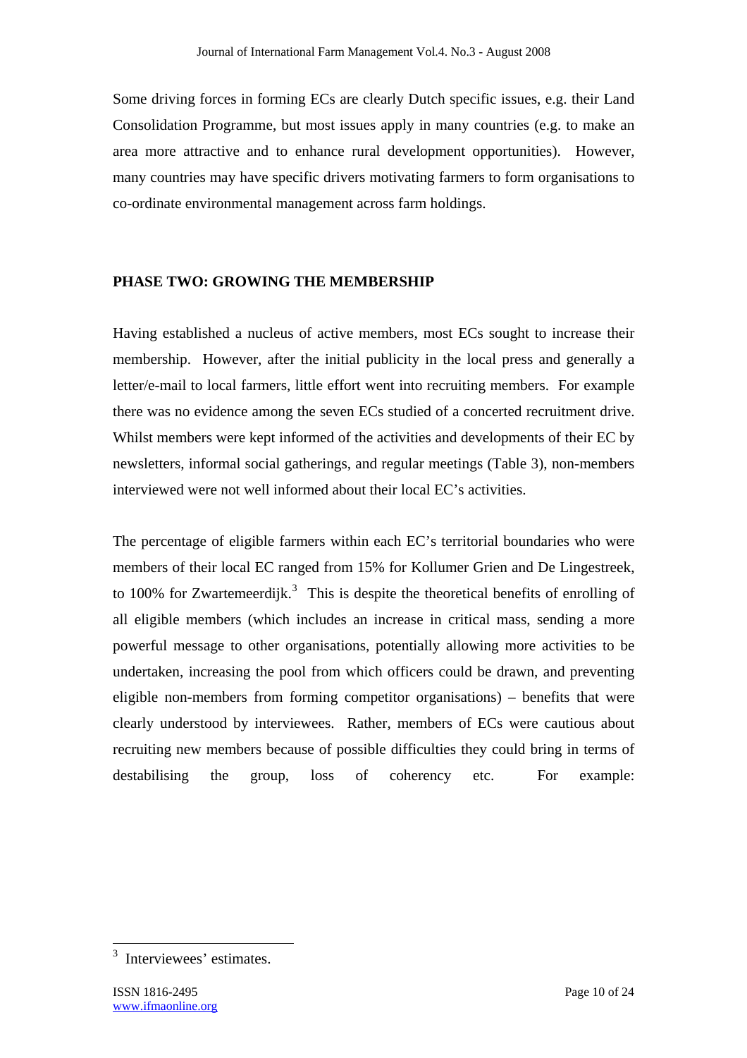Some driving forces in forming ECs are clearly Dutch specific issues, e.g. their Land Consolidation Programme, but most issues apply in many countries (e.g. to make an area more attractive and to enhance rural development opportunities). However, many countries may have specific drivers motivating farmers to form organisations to co-ordinate environmental management across farm holdings.

## PHASE TWO: GROWING THE MEMBERSHIP

Having established a nucleus of active members, most ECs sought to increase their membership. However, after the initial publicity in the local press and generally a letter/e-mail to local farmers, little effort went into recruiting members. For example there was no evidence among the seven ECs studied of a concerted recruitment drive. Whilst members were kept informed of the activities and developments of their EC by newsletters, informal social gatherings, and regular meetings (Table 3), non-members interviewed were not well informed about their local EC's activities.

The percentage of eligible farmers within each EC's territorial boundaries who were members of their local EC ranged from 15% for Kollumer Grien and De Lingestreek, to 100% for Zwartemeerdijk.[3] This is despite the theoretical benefits of enrolling of all eligible members (which includes an increase in critical mass, sending a more powerful message to other organisations, potentially allowing more activities to be undertaken, increasing the pool from which officers could be drawn, and preventing eligible non-members from forming competitor organisations) – benefits that were clearly understood by interviewees. Rather, members of ECs were cautious about recruiting new members because of possible difficulties they could bring in terms of destabilising the group, loss of coherency etc. For example:

[3] Interviewees' estimates.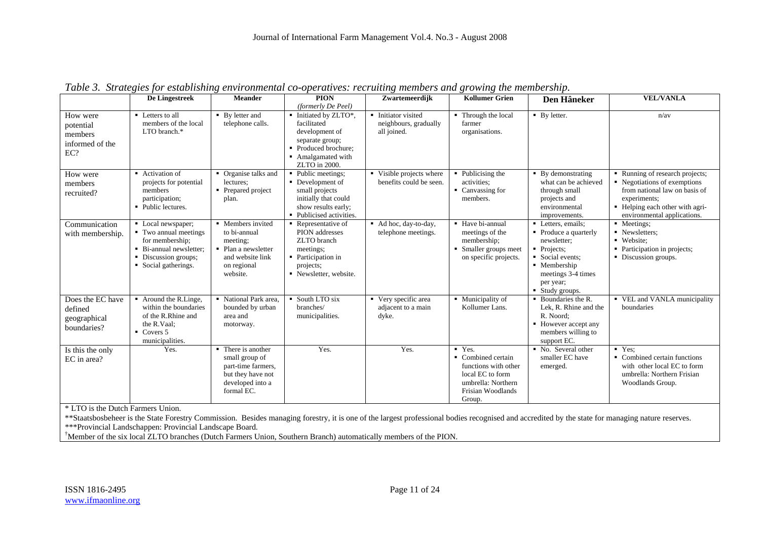*Table 3. Strategies for establishing environmental co-operatives: recruiting members and growing the membership.*

| | De Lingestreek | Meander | PION *(formerly De Peel)* | Zwartemeerdijk | Kollumer Grien | Den Hâneker | VEL/VANLA |
|---|---|---|---|---|---|---|---|
| How were potential members informed of the EC? | ▪ Letters to all members of the local LTO branch.* | ▪ By letter and telephone calls. | ▪ Initiated by ZLTO*, facilitated development of separate group; ▪ Produced brochure; ▪ Amalgamated with ZLTO in 2000. | ▪ Initiator visited neighbours, gradually all joined. | ▪ Through the local farmer organisations. | ▪ By letter. | n/av |
| How were members recruited? | ▪ Activation of projects for potential members participation; ▪ Public lectures. | ▪ Organise talks and lectures; ▪ Prepared project plan. | ▪ Public meetings; ▪ Development of small projects initially that could show results early; ▪ Publicised activities. | ▪ Visible projects where benefits could be seen. | ▪ Publicising the activities; ▪ Canvassing for members. | ▪ By demonstrating what can be achieved through small projects and environmental improvements. | ▪ Running of research projects; ▪ Negotiations of exemptions from national law on basis of experiments; ▪ Helping each other with agri-environmental applications. |
| Communication with membership. | ▪ Local newspaper; ▪ Two annual meetings for membership; ▪ Bi-annual newsletter; ▪ Discussion groups; ▪ Social gatherings. | ▪ Members invited to bi-annual meeting; ▪ Plan a newsletter and website link on regional website. | ▪ Representative of PION addresses ZLTO branch meetings; ▪ Participation in projects; ▪ Newsletter, website. | ▪ Ad hoc, day-to-day, telephone meetings. | ▪ Have bi-annual meetings of the membership; ▪ Smaller groups meet on specific projects. | ▪ Letters, emails; ▪ Produce a quarterly newsletter; ▪ Projects; ▪ Social events; ▪ Membership meetings 3-4 times per year; ▪ Study groups. | ▪ Meetings; ▪ Newsletters; ▪ Website; ▪ Participation in projects; ▪ Discussion groups. |
| Does the EC have defined geographical boundaries? | ▪ Around the R.Linge, within the boundaries of the R.Rhine and the R.Vaal; ▪ Covers 5 municipalities. | ▪ National Park area, bounded by urban area and motorway. | ▪ South LTO six branches/ municipalities. | ▪ Very specific area adjacent to a main dyke. | ▪ Municipality of Kollumer Lans. | ▪ Boundaries the R. Lek, R. Rhine and the R. Noord; ▪ However accept any members willing to support EC. | ▪ VEL and VANLA municipality boundaries |
| Is this the only EC in area? | Yes. | ▪ There is another small group of part-time farmers, but they have not developed into a formal EC. | Yes. | Yes. | ▪ Yes. ▪ Combined certain functions with other local EC to form umbrella: Northern Frisian Woodlands Group. | ▪ No. Several other smaller EC have emerged. | ▪ Yes; ▪ Combined certain functions with other local EC to form umbrella: Northern Frisian Woodlands Group. |

\* LTO is the Dutch Farmers Union.

**Staatsbosbeheer is the State Forestry Commission. Besides managing forestry, it is one of the largest professional bodies recognised and accredited by the state for managing nature reserves.

***Provincial Landschappen: Provincial Landscape Board.

[†]Member of the six local ZLTO branches (Dutch Farmers Union, Southern Branch) automatically members of the PION.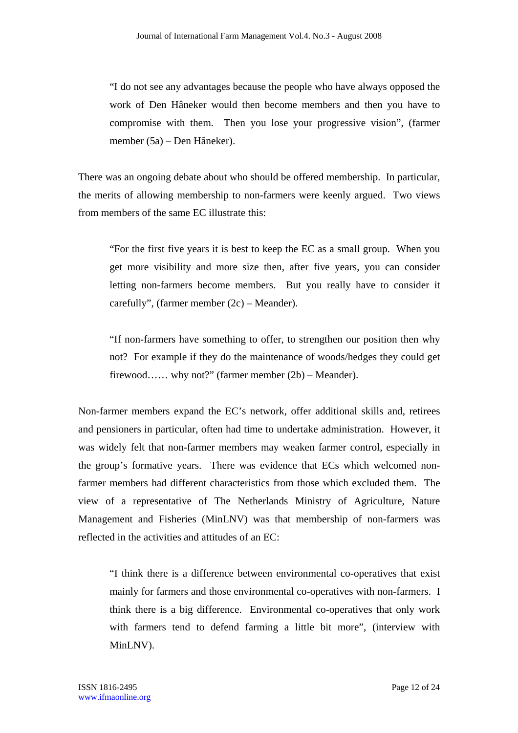> "I do not see any advantages because the people who have always opposed the work of Den Hâneker would then become members and then you have to compromise with them. Then you lose your progressive vision", (farmer member (5a) – Den Hâneker).

There was an ongoing debate about who should be offered membership. In particular, the merits of allowing membership to non-farmers were keenly argued. Two views from members of the same EC illustrate this:

> "For the first five years it is best to keep the EC as a small group. When you get more visibility and more size then, after five years, you can consider letting non-farmers become members. But you really have to consider it carefully", (farmer member (2c) – Meander).

> "If non-farmers have something to offer, to strengthen our position then why not? For example if they do the maintenance of woods/hedges they could get firewood…… why not?" (farmer member (2b) – Meander).

Non-farmer members expand the EC's network, offer additional skills and, retirees and pensioners in particular, often had time to undertake administration. However, it was widely felt that non-farmer members may weaken farmer control, especially in the group's formative years. There was evidence that ECs which welcomed non-farmer members had different characteristics from those which excluded them. The view of a representative of The Netherlands Ministry of Agriculture, Nature Management and Fisheries (MinLNV) was that membership of non-farmers was reflected in the activities and attitudes of an EC:

> "I think there is a difference between environmental co-operatives that exist mainly for farmers and those environmental co-operatives with non-farmers. I think there is a big difference. Environmental co-operatives that only work with farmers tend to defend farming a little bit more", (interview with MinLNV).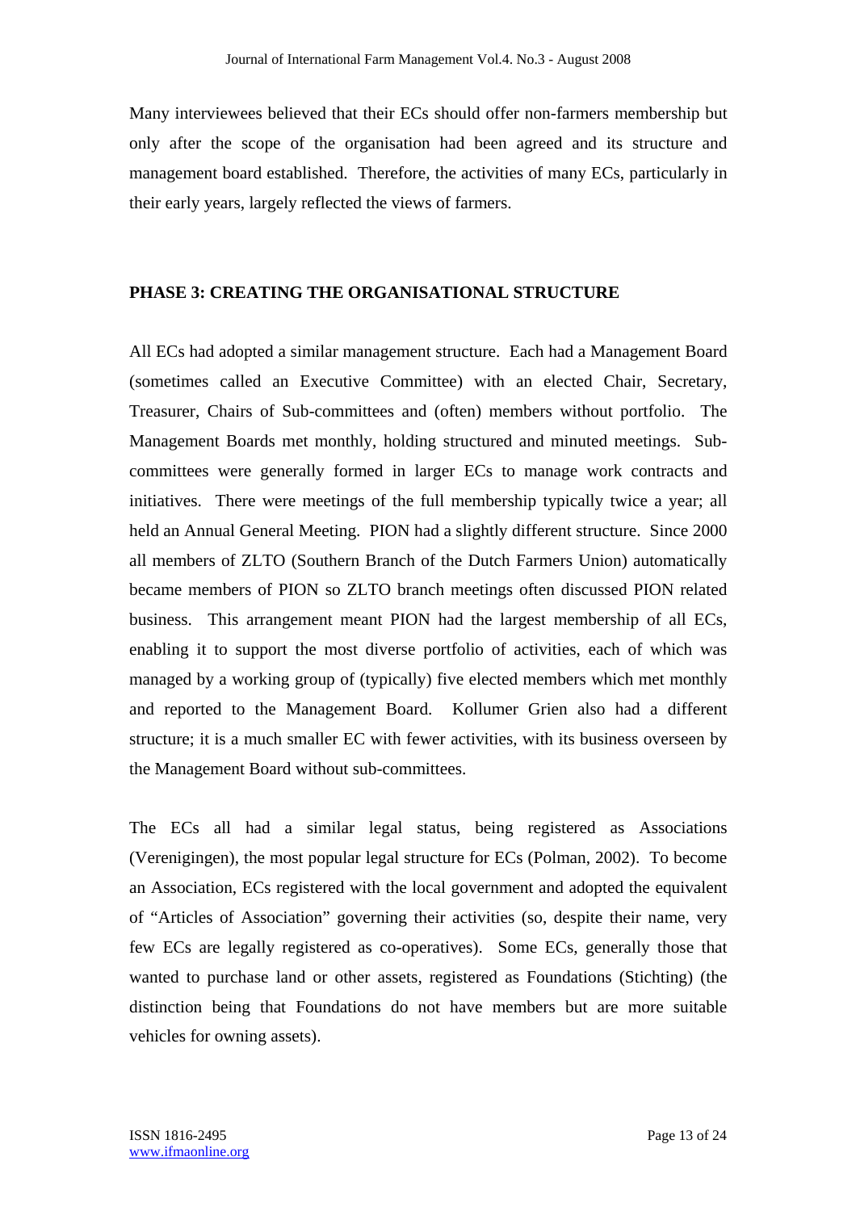Many interviewees believed that their ECs should offer non-farmers membership but only after the scope of the organisation had been agreed and its structure and management board established. Therefore, the activities of many ECs, particularly in their early years, largely reflected the views of farmers.

## PHASE 3: CREATING THE ORGANISATIONAL STRUCTURE

All ECs had adopted a similar management structure. Each had a Management Board (sometimes called an Executive Committee) with an elected Chair, Secretary, Treasurer, Chairs of Sub-committees and (often) members without portfolio. The Management Boards met monthly, holding structured and minuted meetings. Sub-committees were generally formed in larger ECs to manage work contracts and initiatives. There were meetings of the full membership typically twice a year; all held an Annual General Meeting. PION had a slightly different structure. Since 2000 all members of ZLTO (Southern Branch of the Dutch Farmers Union) automatically became members of PION so ZLTO branch meetings often discussed PION related business. This arrangement meant PION had the largest membership of all ECs, enabling it to support the most diverse portfolio of activities, each of which was managed by a working group of (typically) five elected members which met monthly and reported to the Management Board. Kollumer Grien also had a different structure; it is a much smaller EC with fewer activities, with its business overseen by the Management Board without sub-committees.

The ECs all had a similar legal status, being registered as Associations (Verenigingen), the most popular legal structure for ECs (Polman, 2002). To become an Association, ECs registered with the local government and adopted the equivalent of "Articles of Association" governing their activities (so, despite their name, very few ECs are legally registered as co-operatives). Some ECs, generally those that wanted to purchase land or other assets, registered as Foundations (Stichting) (the distinction being that Foundations do not have members but are more suitable vehicles for owning assets).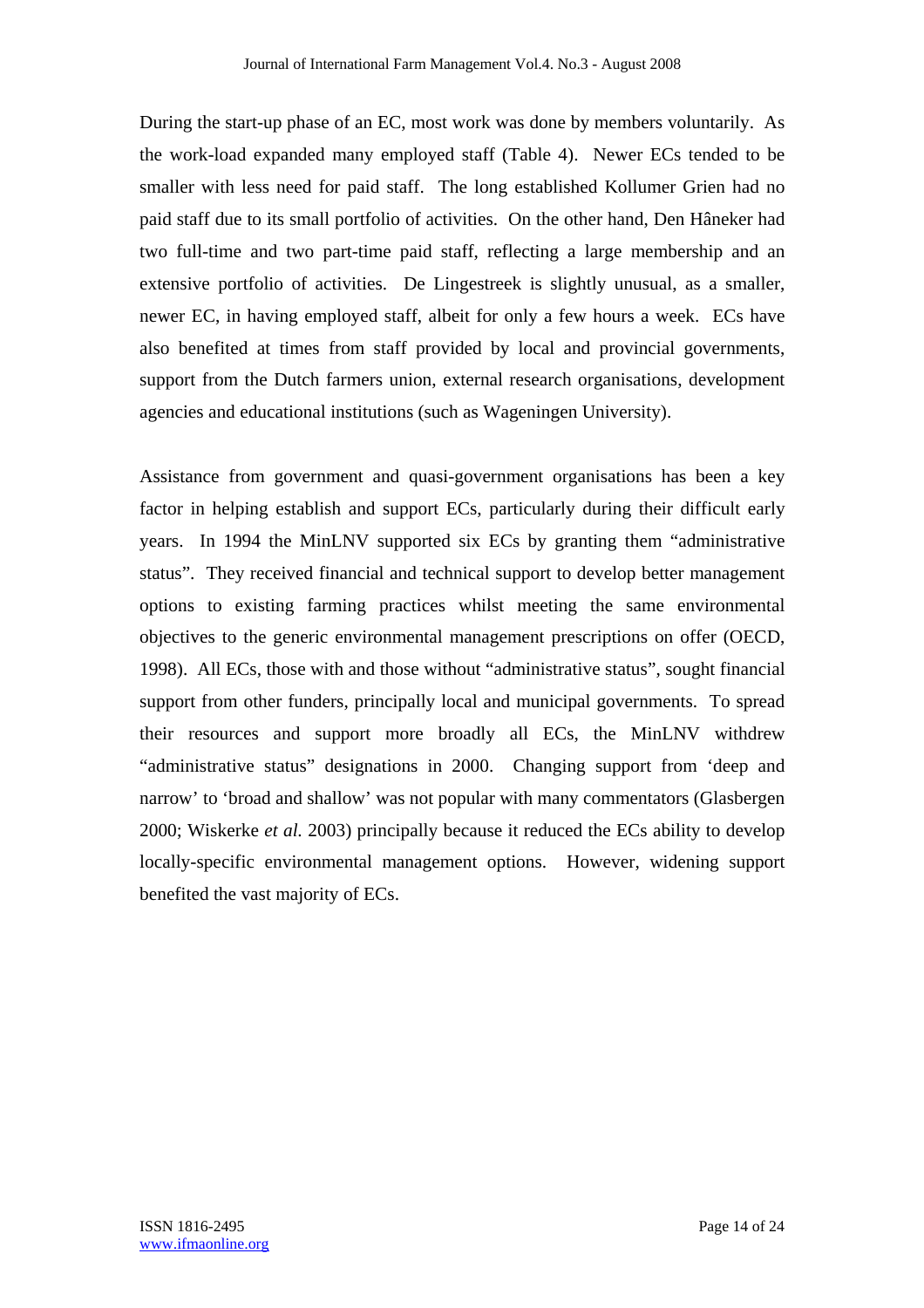During the start-up phase of an EC, most work was done by members voluntarily. As the work-load expanded many employed staff (Table 4). Newer ECs tended to be smaller with less need for paid staff. The long established Kollumer Grien had no paid staff due to its small portfolio of activities. On the other hand, Den Hâneker had two full-time and two part-time paid staff, reflecting a large membership and an extensive portfolio of activities. De Lingestreek is slightly unusual, as a smaller, newer EC, in having employed staff, albeit for only a few hours a week. ECs have also benefited at times from staff provided by local and provincial governments, support from the Dutch farmers union, external research organisations, development agencies and educational institutions (such as Wageningen University).

Assistance from government and quasi-government organisations has been a key factor in helping establish and support ECs, particularly during their difficult early years. In 1994 the MinLNV supported six ECs by granting them "administrative status". They received financial and technical support to develop better management options to existing farming practices whilst meeting the same environmental objectives to the generic environmental management prescriptions on offer (OECD, 1998). All ECs, those with and those without "administrative status", sought financial support from other funders, principally local and municipal governments. To spread their resources and support more broadly all ECs, the MinLNV withdrew "administrative status" designations in 2000. Changing support from 'deep and narrow' to 'broad and shallow' was not popular with many commentators (Glasbergen 2000; Wiskerke *et al.* 2003) principally because it reduced the ECs ability to develop locally-specific environmental management options. However, widening support benefited the vast majority of ECs.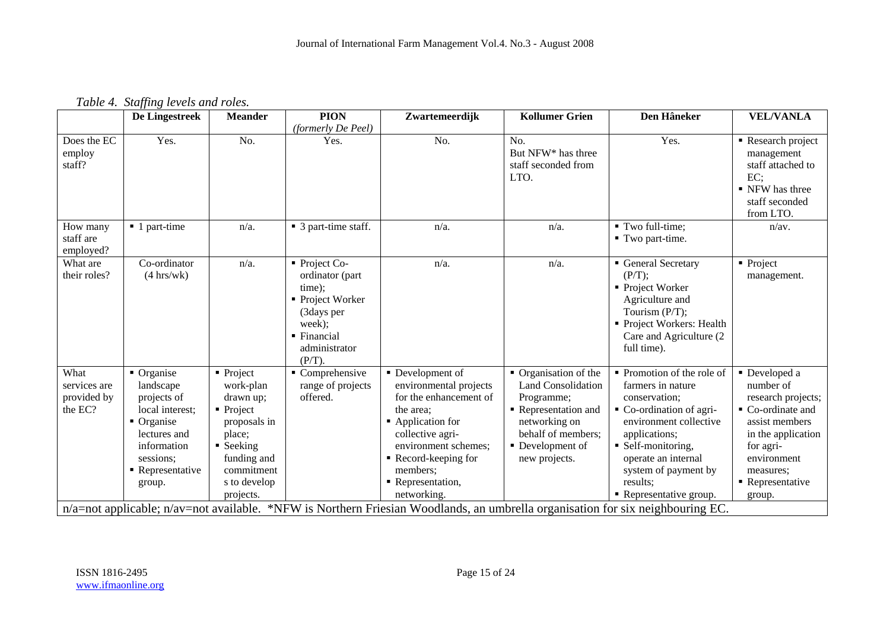*Table 4. Staffing levels and roles.*

| | De Lingestreek | Meander | PION *(formerly De Peel)* | Zwartemeerdijk | Kollumer Grien | Den Hâneker | VEL/VANLA |
|---|---|---|---|---|---|---|---|
| Does the EC employ staff? | Yes. | No. | Yes. | No. | No. But NFW* has three staff seconded from LTO. | Yes. | ▪ Research project management staff attached to EC; ▪ NFW has three staff seconded from LTO. |
| How many staff are employed? | ▪ 1 part-time | n/a. | ▪ 3 part-time staff. | n/a. | n/a. | ▪ Two full-time; ▪ Two part-time. | n/av. |
| What are their roles? | Co-ordinator (4 hrs/wk) | n/a. | ▪ Project Co-ordinator (part time); ▪ Project Worker (3days per week); ▪ Financial administrator (P/T). | n/a. | n/a. | ▪ General Secretary (P/T); ▪ Project Worker Agriculture and Tourism (P/T); ▪ Project Workers: Health Care and Agriculture (2 full time). | ▪ Project management. |
| What services are provided by the EC? | ▪ Organise landscape projects of local interest; ▪ Organise lectures and information sessions; ▪ Representative group. | ▪ Project work-plan drawn up; ▪ Project proposals in place; ▪ Seeking funding and commitment s to develop projects. | ▪ Comprehensive range of projects offered. | ▪ Development of environmental projects for the enhancement of the area; ▪ Application for collective agri-environment schemes; ▪ Record-keeping for members; ▪ Representation, networking. | ▪ Organisation of the Land Consolidation Programme; ▪ Representation and networking on behalf of members; ▪ Development of new projects. | ▪ Promotion of the role of farmers in nature conservation; ▪ Co-ordination of agri-environment collective applications; ▪ Self-monitoring, operate an internal system of payment by results; ▪ Representative group. | ▪ Developed a number of research projects; ▪ Co-ordinate and assist members in the application for agri-environment measures; ▪ Representative group. |

n/a=not applicable; n/av=not available. *NFW is Northern Friesian Woodlands, an umbrella organisation for six neighbouring EC.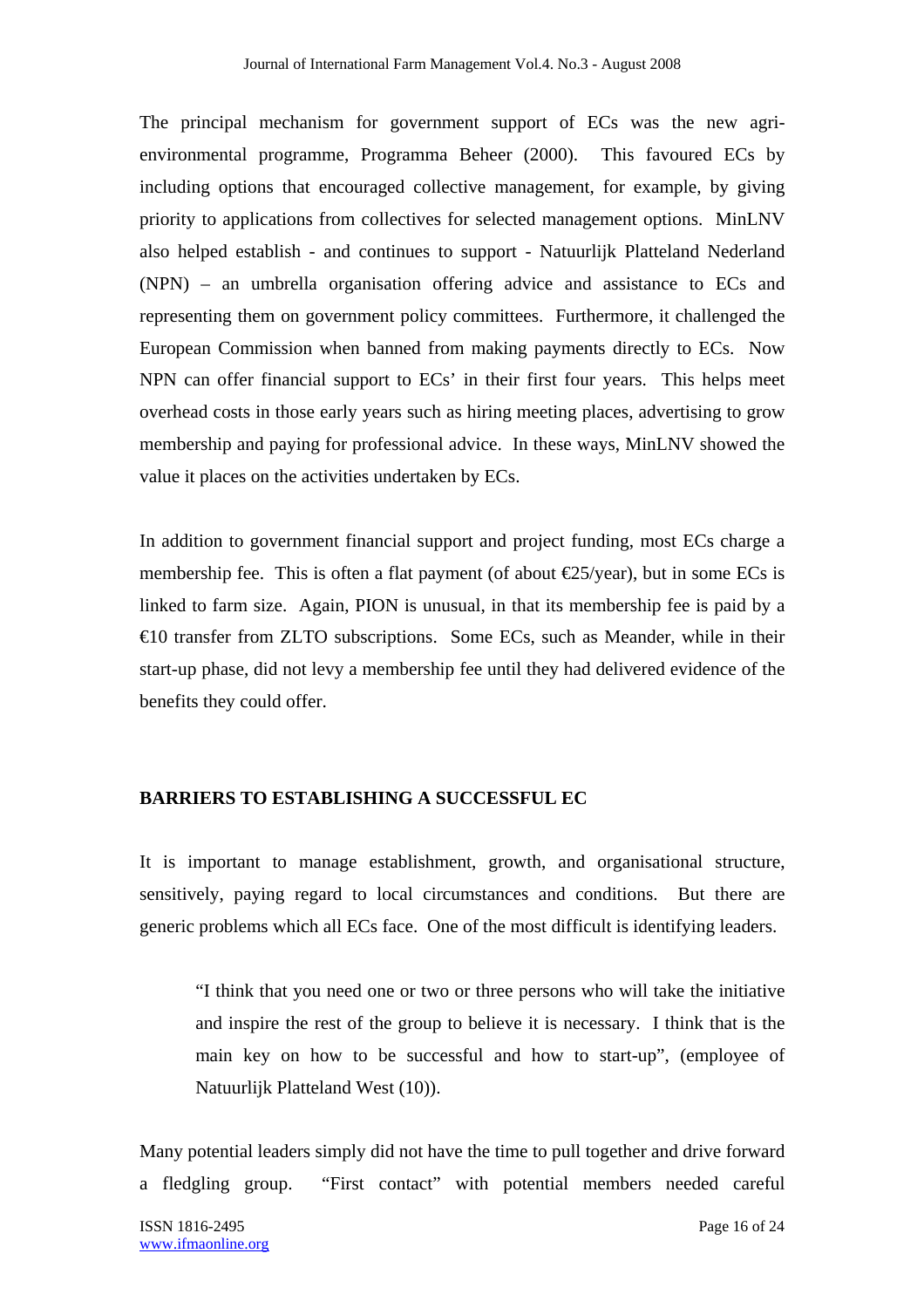The principal mechanism for government support of ECs was the new agri-environmental programme, Programma Beheer (2000). This favoured ECs by including options that encouraged collective management, for example, by giving priority to applications from collectives for selected management options. MinLNV also helped establish - and continues to support - Natuurlijk Platteland Nederland (NPN) – an umbrella organisation offering advice and assistance to ECs and representing them on government policy committees. Furthermore, it challenged the European Commission when banned from making payments directly to ECs. Now NPN can offer financial support to ECs' in their first four years. This helps meet overhead costs in those early years such as hiring meeting places, advertising to grow membership and paying for professional advice. In these ways, MinLNV showed the value it places on the activities undertaken by ECs.

In addition to government financial support and project funding, most ECs charge a membership fee. This is often a flat payment (of about €25/year), but in some ECs is linked to farm size. Again, PION is unusual, in that its membership fee is paid by a €10 transfer from ZLTO subscriptions. Some ECs, such as Meander, while in their start-up phase, did not levy a membership fee until they had delivered evidence of the benefits they could offer.

## BARRIERS TO ESTABLISHING A SUCCESSFUL EC

It is important to manage establishment, growth, and organisational structure, sensitively, paying regard to local circumstances and conditions. But there are generic problems which all ECs face. One of the most difficult is identifying leaders.

> "I think that you need one or two or three persons who will take the initiative and inspire the rest of the group to believe it is necessary. I think that is the main key on how to be successful and how to start-up", (employee of Natuurlijk Platteland West (10)).

Many potential leaders simply did not have the time to pull together and drive forward a fledgling group. "First contact" with potential members needed careful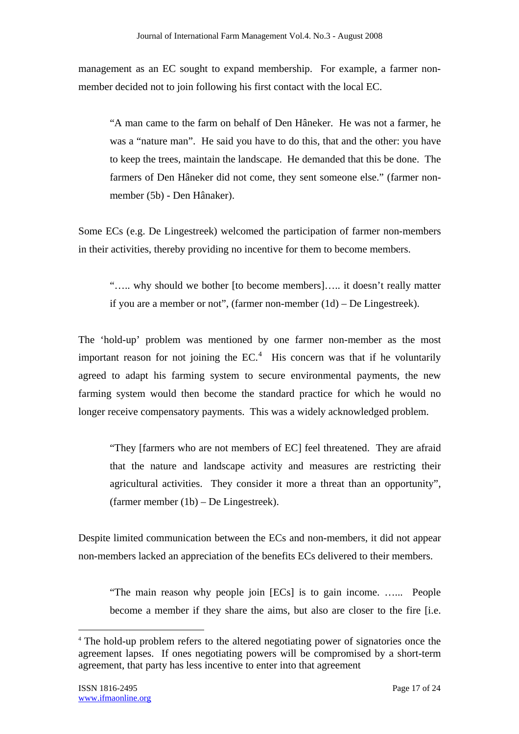management as an EC sought to expand membership. For example, a farmer non-member decided not to join following his first contact with the local EC.

> "A man came to the farm on behalf of Den Hâneker. He was not a farmer, he was a "nature man". He said you have to do this, that and the other: you have to keep the trees, maintain the landscape. He demanded that this be done. The farmers of Den Hâneker did not come, they sent someone else." (farmer non-member (5b) - Den Hânaker).

Some ECs (e.g. De Lingestreek) welcomed the participation of farmer non-members in their activities, thereby providing no incentive for them to become members.

> "….. why should we bother [to become members]….. it doesn't really matter if you are a member or not", (farmer non-member (1d) – De Lingestreek).

The 'hold-up' problem was mentioned by one farmer non-member as the most important reason for not joining the EC.[4] His concern was that if he voluntarily agreed to adapt his farming system to secure environmental payments, the new farming system would then become the standard practice for which he would no longer receive compensatory payments. This was a widely acknowledged problem.

> "They [farmers who are not members of EC] feel threatened. They are afraid that the nature and landscape activity and measures are restricting their agricultural activities. They consider it more a threat than an opportunity", (farmer member (1b) – De Lingestreek).

Despite limited communication between the ECs and non-members, it did not appear non-members lacked an appreciation of the benefits ECs delivered to their members.

> "The main reason why people join [ECs] is to gain income. …... People become a member if they share the aims, but also are closer to the fire [i.e.

[4] The hold-up problem refers to the altered negotiating power of signatories once the agreement lapses. If ones negotiating powers will be compromised by a short-term agreement, that party has less incentive to enter into that agreement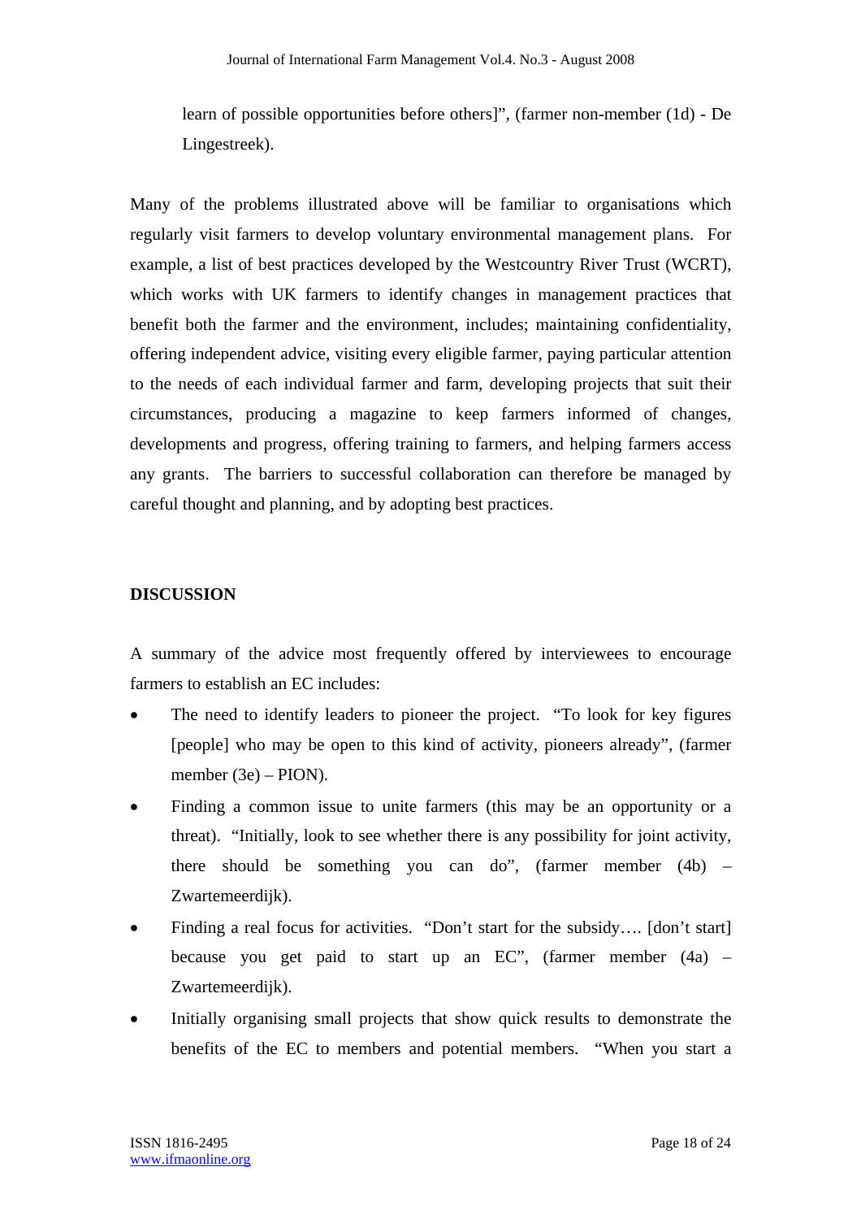learn of possible opportunities before others]", (farmer non-member (1d) - De Lingestreek).

Many of the problems illustrated above will be familiar to organisations which regularly visit farmers to develop voluntary environmental management plans. For example, a list of best practices developed by the Westcountry River Trust (WCRT), which works with UK farmers to identify changes in management practices that benefit both the farmer and the environment, includes; maintaining confidentiality, offering independent advice, visiting every eligible farmer, paying particular attention to the needs of each individual farmer and farm, developing projects that suit their circumstances, producing a magazine to keep farmers informed of changes, developments and progress, offering training to farmers, and helping farmers access any grants. The barriers to successful collaboration can therefore be managed by careful thought and planning, and by adopting best practices.

## DISCUSSION

A summary of the advice most frequently offered by interviewees to encourage farmers to establish an EC includes:

- The need to identify leaders to pioneer the project. "To look for key figures [people] who may be open to this kind of activity, pioneers already", (farmer member (3e) – PION).
- Finding a common issue to unite farmers (this may be an opportunity or a threat). "Initially, look to see whether there is any possibility for joint activity, there should be something you can do", (farmer member (4b) – Zwartemeerdijk).
- Finding a real focus for activities. "Don't start for the subsidy…. [don't start] because you get paid to start up an EC", (farmer member (4a) – Zwartemeerdijk).
- Initially organising small projects that show quick results to demonstrate the benefits of the EC to members and potential members. "When you start a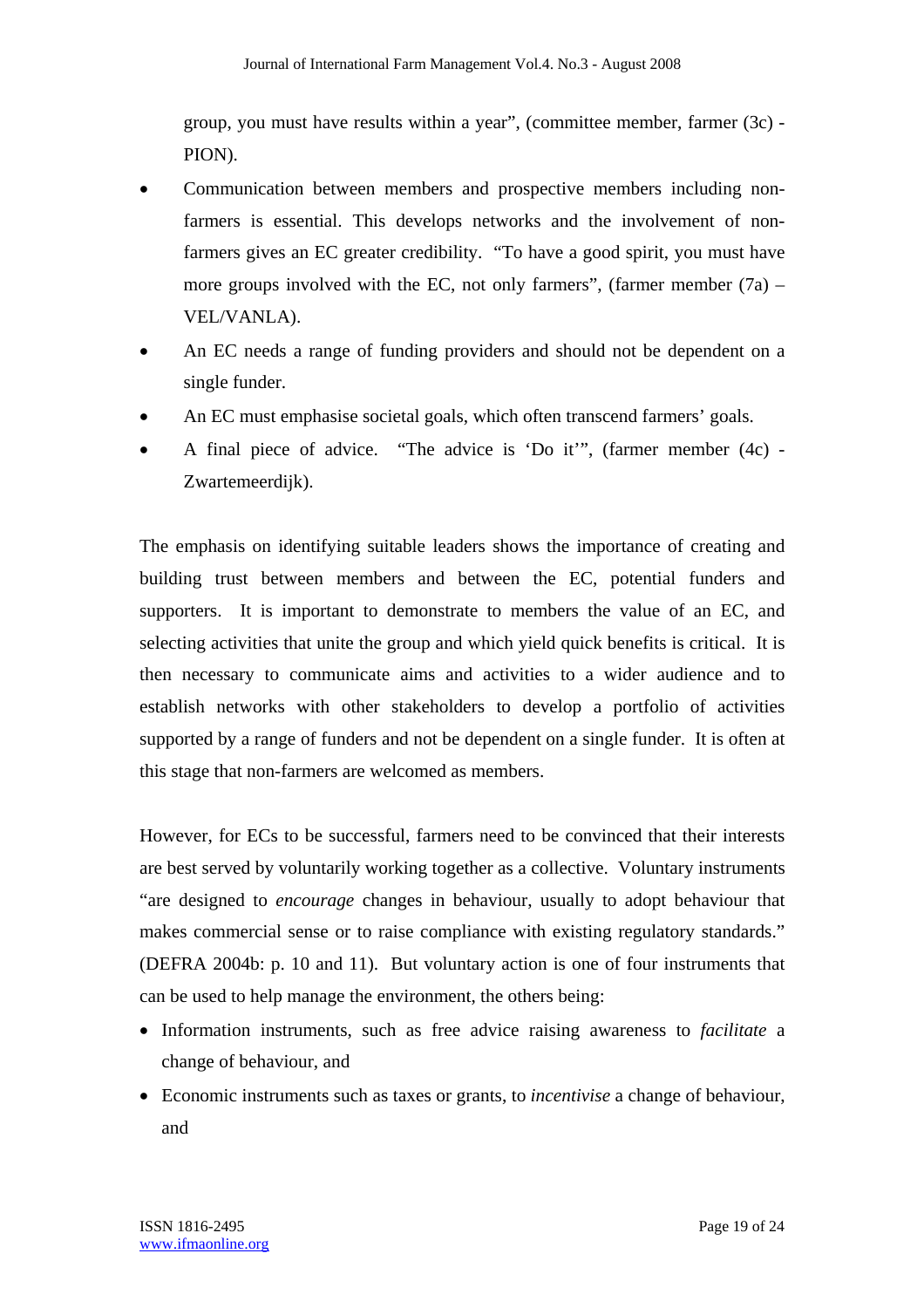group, you must have results within a year", (committee member, farmer (3c) - PION).

- Communication between members and prospective members including non-farmers is essential. This develops networks and the involvement of non-farmers gives an EC greater credibility. "To have a good spirit, you must have more groups involved with the EC, not only farmers", (farmer member (7a) – VEL/VANLA).
- An EC needs a range of funding providers and should not be dependent on a single funder.
- An EC must emphasise societal goals, which often transcend farmers' goals.
- A final piece of advice. "The advice is 'Do it'", (farmer member (4c) - Zwartemeerdijk).

The emphasis on identifying suitable leaders shows the importance of creating and building trust between members and between the EC, potential funders and supporters. It is important to demonstrate to members the value of an EC, and selecting activities that unite the group and which yield quick benefits is critical. It is then necessary to communicate aims and activities to a wider audience and to establish networks with other stakeholders to develop a portfolio of activities supported by a range of funders and not be dependent on a single funder. It is often at this stage that non-farmers are welcomed as members.

However, for ECs to be successful, farmers need to be convinced that their interests are best served by voluntarily working together as a collective. Voluntary instruments "are designed to *encourage* changes in behaviour, usually to adopt behaviour that makes commercial sense or to raise compliance with existing regulatory standards." (DEFRA 2004b: p. 10 and 11). But voluntary action is one of four instruments that can be used to help manage the environment, the others being:

- Information instruments, such as free advice raising awareness to *facilitate* a change of behaviour, and
- Economic instruments such as taxes or grants, to *incentivise* a change of behaviour, and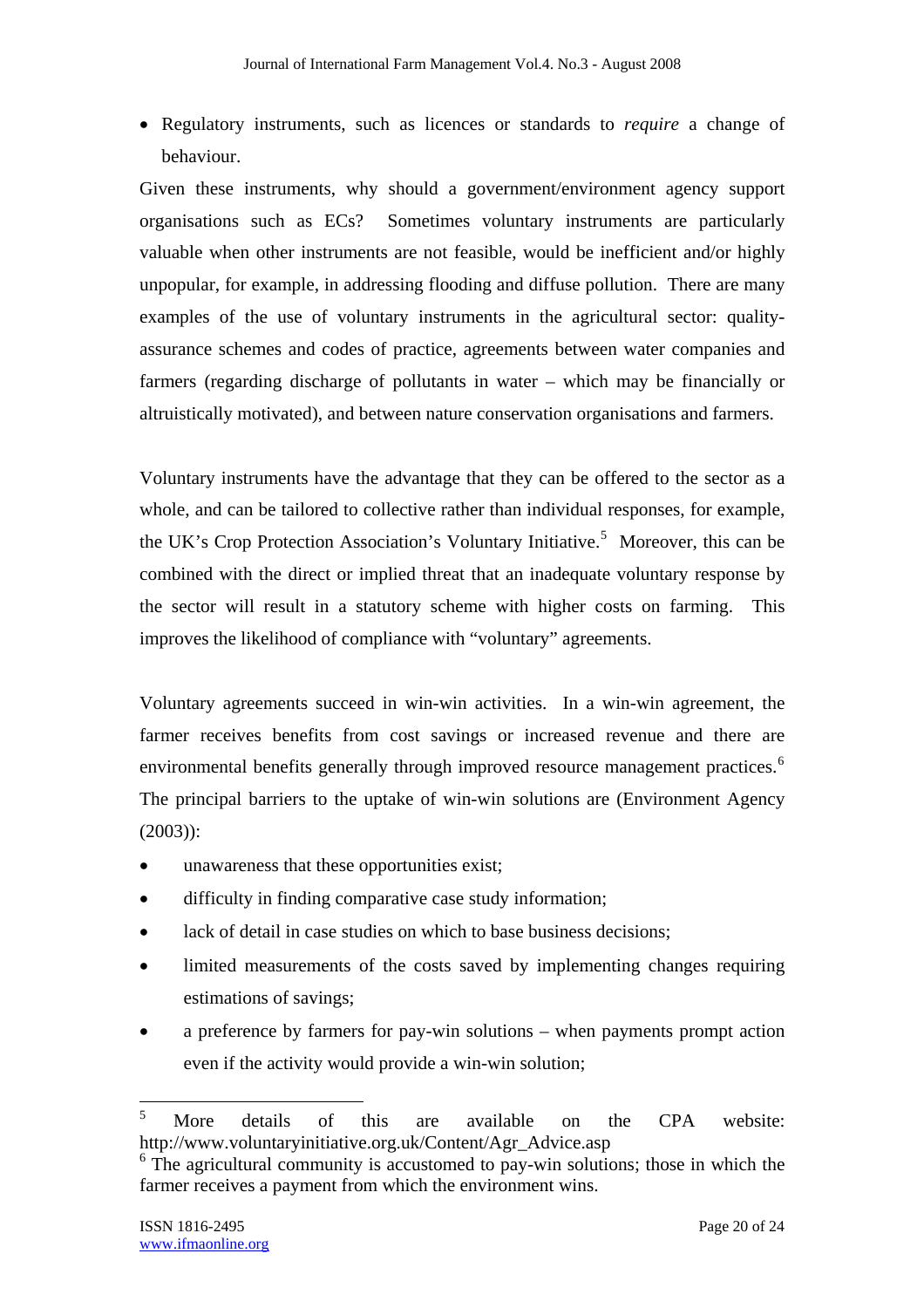- Regulatory instruments, such as licences or standards to *require* a change of behaviour.

Given these instruments, why should a government/environment agency support organisations such as ECs? Sometimes voluntary instruments are particularly valuable when other instruments are not feasible, would be inefficient and/or highly unpopular, for example, in addressing flooding and diffuse pollution. There are many examples of the use of voluntary instruments in the agricultural sector: quality-assurance schemes and codes of practice, agreements between water companies and farmers (regarding discharge of pollutants in water – which may be financially or altruistically motivated), and between nature conservation organisations and farmers.

Voluntary instruments have the advantage that they can be offered to the sector as a whole, and can be tailored to collective rather than individual responses, for example, the UK's Crop Protection Association's Voluntary Initiative.[5] Moreover, this can be combined with the direct or implied threat that an inadequate voluntary response by the sector will result in a statutory scheme with higher costs on farming. This improves the likelihood of compliance with "voluntary" agreements.

Voluntary agreements succeed in win-win activities. In a win-win agreement, the farmer receives benefits from cost savings or increased revenue and there are environmental benefits generally through improved resource management practices.[6] The principal barriers to the uptake of win-win solutions are (Environment Agency (2003)):

- unawareness that these opportunities exist;
- difficulty in finding comparative case study information;
- lack of detail in case studies on which to base business decisions;
- limited measurements of the costs saved by implementing changes requiring estimations of savings;
- a preference by farmers for pay-win solutions – when payments prompt action even if the activity would provide a win-win solution;

---

[5] More details of this are available on the CPA website: http://www.voluntaryinitiative.org.uk/Content/Agr_Advice.asp

[6] The agricultural community is accustomed to pay-win solutions; those in which the farmer receives a payment from which the environment wins.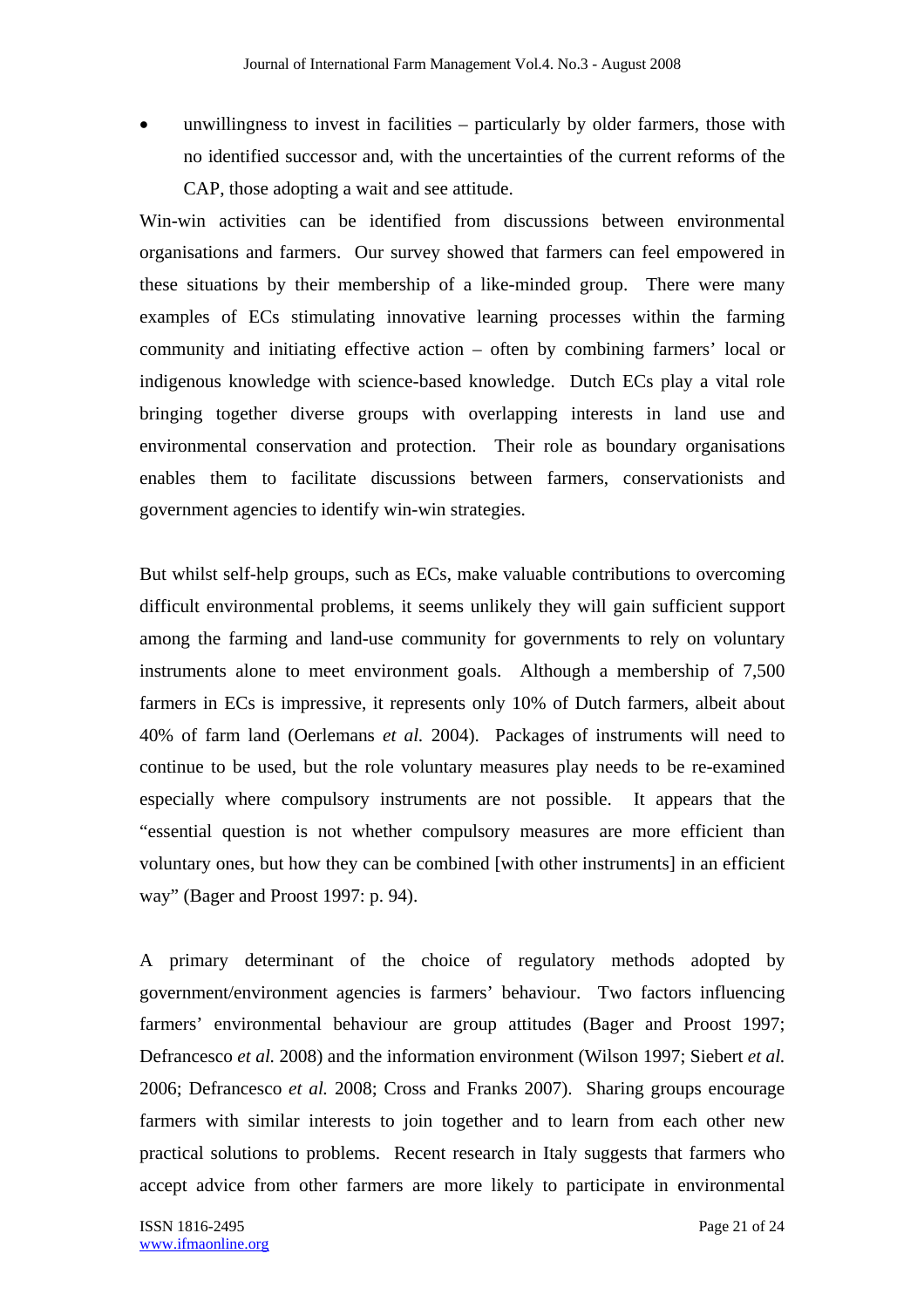- unwillingness to invest in facilities – particularly by older farmers, those with no identified successor and, with the uncertainties of the current reforms of the CAP, those adopting a wait and see attitude.

Win-win activities can be identified from discussions between environmental organisations and farmers. Our survey showed that farmers can feel empowered in these situations by their membership of a like-minded group. There were many examples of ECs stimulating innovative learning processes within the farming community and initiating effective action – often by combining farmers' local or indigenous knowledge with science-based knowledge. Dutch ECs play a vital role bringing together diverse groups with overlapping interests in land use and environmental conservation and protection. Their role as boundary organisations enables them to facilitate discussions between farmers, conservationists and government agencies to identify win-win strategies.

But whilst self-help groups, such as ECs, make valuable contributions to overcoming difficult environmental problems, it seems unlikely they will gain sufficient support among the farming and land-use community for governments to rely on voluntary instruments alone to meet environment goals. Although a membership of 7,500 farmers in ECs is impressive, it represents only 10% of Dutch farmers, albeit about 40% of farm land (Oerlemans *et al.* 2004). Packages of instruments will need to continue to be used, but the role voluntary measures play needs to be re-examined especially where compulsory instruments are not possible. It appears that the "essential question is not whether compulsory measures are more efficient than voluntary ones, but how they can be combined [with other instruments] in an efficient way" (Bager and Proost 1997: p. 94).

A primary determinant of the choice of regulatory methods adopted by government/environment agencies is farmers' behaviour. Two factors influencing farmers' environmental behaviour are group attitudes (Bager and Proost 1997; Defrancesco *et al.* 2008) and the information environment (Wilson 1997; Siebert *et al.* 2006; Defrancesco *et al.* 2008; Cross and Franks 2007). Sharing groups encourage farmers with similar interests to join together and to learn from each other new practical solutions to problems. Recent research in Italy suggests that farmers who accept advice from other farmers are more likely to participate in environmental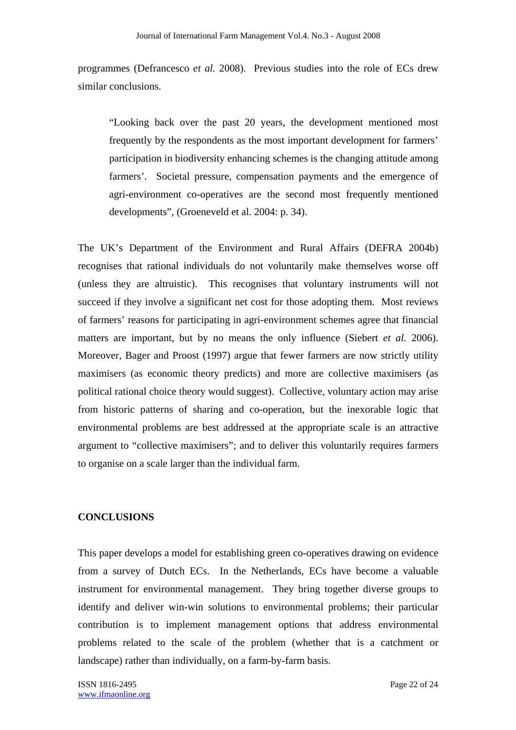programmes (Defrancesco *et al.* 2008). Previous studies into the role of ECs drew similar conclusions.

> "Looking back over the past 20 years, the development mentioned most frequently by the respondents as the most important development for farmers' participation in biodiversity enhancing schemes is the changing attitude among farmers'. Societal pressure, compensation payments and the emergence of agri-environment co-operatives are the second most frequently mentioned developments", (Groeneveld et al. 2004: p. 34).

The UK's Department of the Environment and Rural Affairs (DEFRA 2004b) recognises that rational individuals do not voluntarily make themselves worse off (unless they are altruistic). This recognises that voluntary instruments will not succeed if they involve a significant net cost for those adopting them. Most reviews of farmers' reasons for participating in agri-environment schemes agree that financial matters are important, but by no means the only influence (Siebert *et al.* 2006). Moreover, Bager and Proost (1997) argue that fewer farmers are now strictly utility maximisers (as economic theory predicts) and more are collective maximisers (as political rational choice theory would suggest). Collective, voluntary action may arise from historic patterns of sharing and co-operation, but the inexorable logic that environmental problems are best addressed at the appropriate scale is an attractive argument to "collective maximisers"; and to deliver this voluntarily requires farmers to organise on a scale larger than the individual farm.

## CONCLUSIONS

This paper develops a model for establishing green co-operatives drawing on evidence from a survey of Dutch ECs. In the Netherlands, ECs have become a valuable instrument for environmental management. They bring together diverse groups to identify and deliver win-win solutions to environmental problems; their particular contribution is to implement management options that address environmental problems related to the scale of the problem (whether that is a catchment or landscape) rather than individually, on a farm-by-farm basis.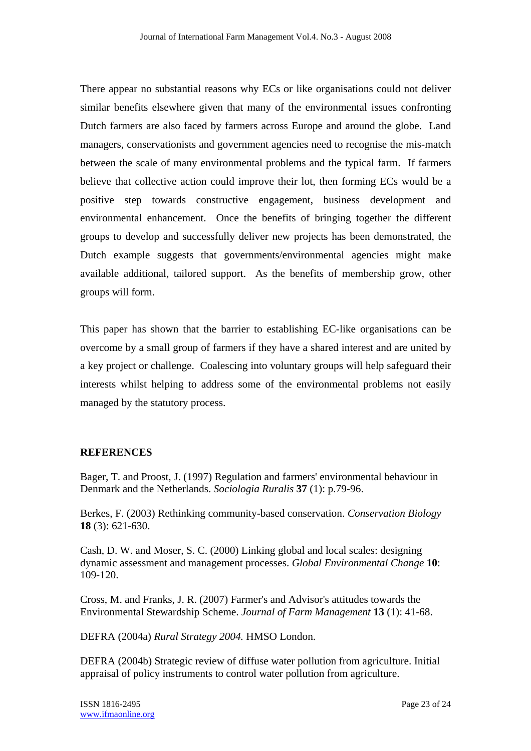There appear no substantial reasons why ECs or like organisations could not deliver similar benefits elsewhere given that many of the environmental issues confronting Dutch farmers are also faced by farmers across Europe and around the globe. Land managers, conservationists and government agencies need to recognise the mis-match between the scale of many environmental problems and the typical farm. If farmers believe that collective action could improve their lot, then forming ECs would be a positive step towards constructive engagement, business development and environmental enhancement. Once the benefits of bringing together the different groups to develop and successfully deliver new projects has been demonstrated, the Dutch example suggests that governments/environmental agencies might make available additional, tailored support. As the benefits of membership grow, other groups will form.

This paper has shown that the barrier to establishing EC-like organisations can be overcome by a small group of farmers if they have a shared interest and are united by a key project or challenge. Coalescing into voluntary groups will help safeguard their interests whilst helping to address some of the environmental problems not easily managed by the statutory process.

## REFERENCES

Bager, T. and Proost, J. (1997) Regulation and farmers' environmental behaviour in Denmark and the Netherlands. *Sociologia Ruralis* **37** (1): p.79-96.

Berkes, F. (2003) Rethinking community-based conservation. *Conservation Biology* **18** (3): 621-630.

Cash, D. W. and Moser, S. C. (2000) Linking global and local scales: designing dynamic assessment and management processes. *Global Environmental Change* **10**: 109-120.

Cross, M. and Franks, J. R. (2007) Farmer's and Advisor's attitudes towards the Environmental Stewardship Scheme. *Journal of Farm Management* **13** (1): 41-68.

DEFRA (2004a) *Rural Strategy 2004.* HMSO London.

DEFRA (2004b) Strategic review of diffuse water pollution from agriculture. Initial appraisal of policy instruments to control water pollution from agriculture.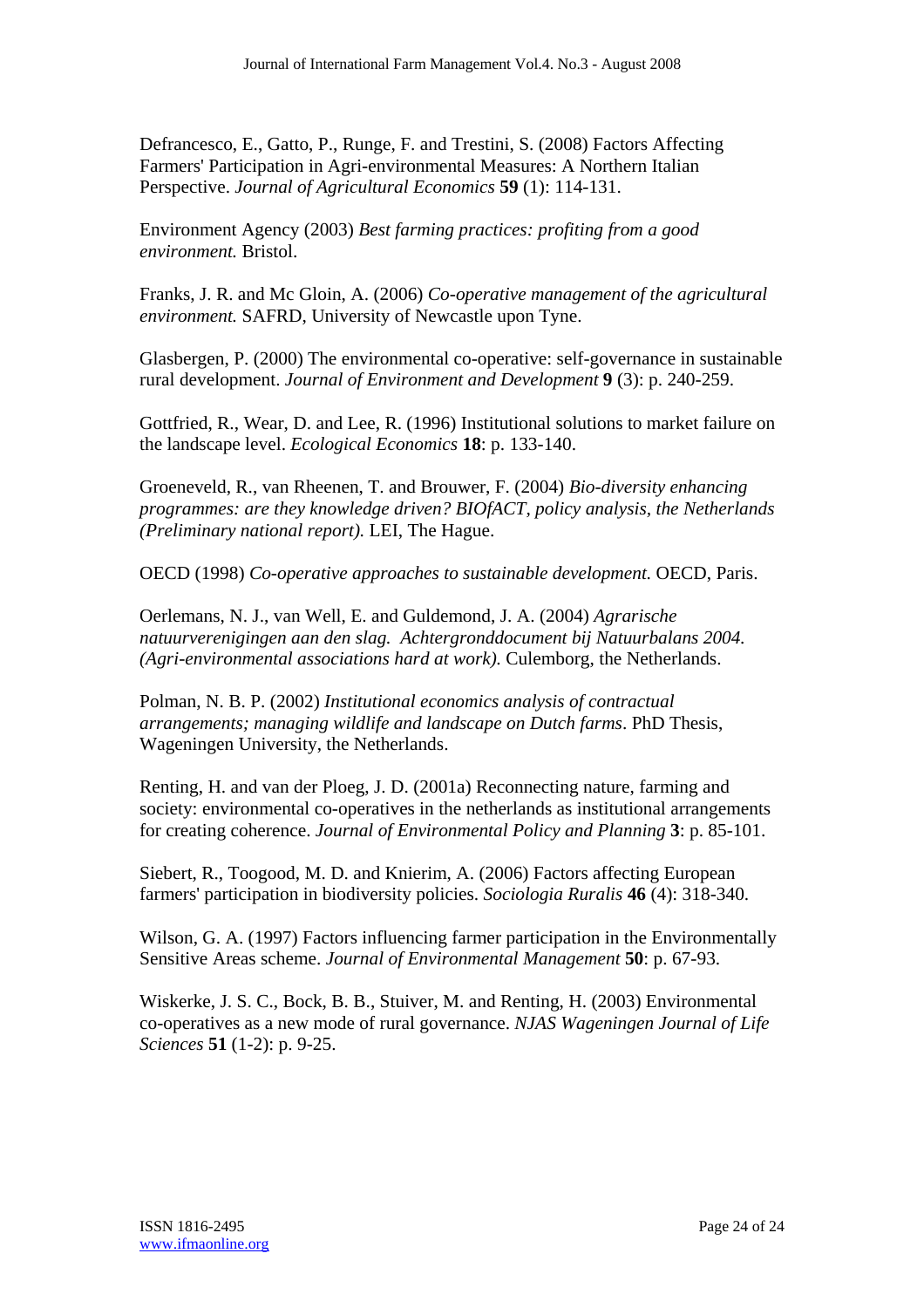Defrancesco, E., Gatto, P., Runge, F. and Trestini, S. (2008) Factors Affecting Farmers' Participation in Agri-environmental Measures: A Northern Italian Perspective. *Journal of Agricultural Economics* **59** (1): 114-131.

Environment Agency (2003) *Best farming practices: profiting from a good environment.* Bristol.

Franks, J. R. and Mc Gloin, A. (2006) *Co-operative management of the agricultural environment.* SAFRD, University of Newcastle upon Tyne.

Glasbergen, P. (2000) The environmental co-operative: self-governance in sustainable rural development. *Journal of Environment and Development* **9** (3): p. 240-259.

Gottfried, R., Wear, D. and Lee, R. (1996) Institutional solutions to market failure on the landscape level. *Ecological Economics* **18**: p. 133-140.

Groeneveld, R., van Rheenen, T. and Brouwer, F. (2004) *Bio-diversity enhancing programmes: are they knowledge driven? BIOfACT, policy analysis, the Netherlands (Preliminary national report).* LEI, The Hague.

OECD (1998) *Co-operative approaches to sustainable development.* OECD, Paris.

Oerlemans, N. J., van Well, E. and Guldemond, J. A. (2004) *Agrarische natuurverenigingen aan den slag. Achtergronddocument bij Natuurbalans 2004. (Agri-environmental associations hard at work).* Culemborg, the Netherlands.

Polman, N. B. P. (2002) *Institutional economics analysis of contractual arrangements; managing wildlife and landscape on Dutch farms*. PhD Thesis, Wageningen University, the Netherlands.

Renting, H. and van der Ploeg, J. D. (2001a) Reconnecting nature, farming and society: environmental co-operatives in the netherlands as institutional arrangements for creating coherence. *Journal of Environmental Policy and Planning* **3**: p. 85-101.

Siebert, R., Toogood, M. D. and Knierim, A. (2006) Factors affecting European farmers' participation in biodiversity policies. *Sociologia Ruralis* **46** (4): 318-340.

Wilson, G. A. (1997) Factors influencing farmer participation in the Environmentally Sensitive Areas scheme. *Journal of Environmental Management* **50**: p. 67-93.

Wiskerke, J. S. C., Bock, B. B., Stuiver, M. and Renting, H. (2003) Environmental co-operatives as a new mode of rural governance. *NJAS Wageningen Journal of Life Sciences* **51** (1-2): p. 9-25.